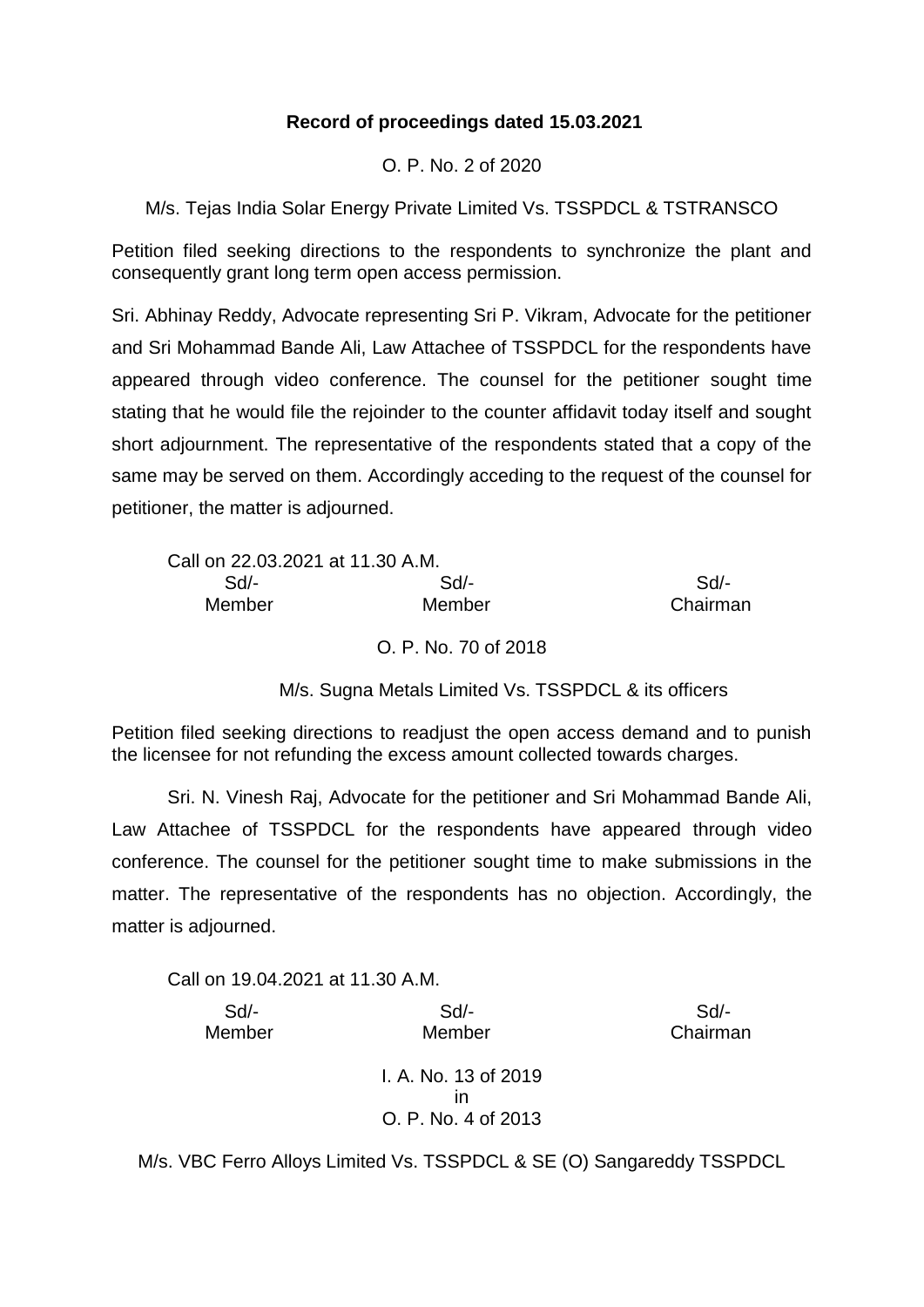**Record of proceedings dated 15.03.2021**

O. P. No. 2 of 2020

M/s. Tejas India Solar Energy Private Limited Vs. TSSPDCL & TSTRANSCO

Petition filed seeking directions to the respondents to synchronize the plant and consequently grant long term open access permission.

Sri. Abhinay Reddy, Advocate representing Sri P. Vikram, Advocate for the petitioner and Sri Mohammad Bande Ali, Law Attachee of TSSPDCL for the respondents have appeared through video conference. The counsel for the petitioner sought time stating that he would file the rejoinder to the counter affidavit today itself and sought short adjournment. The representative of the respondents stated that a copy of the same may be served on them. Accordingly acceding to the request of the counsel for petitioner, the matter is adjourned.

Call on 22.03.2021 at 11.30 A.M.

| Sd/- | Sd/- | Sd/- |
|---|---|---|
| Member | Member | Chairman |

O. P. No. 70 of 2018

M/s. Sugna Metals Limited Vs. TSSPDCL & its officers

Petition filed seeking directions to readjust the open access demand and to punish the licensee for not refunding the excess amount collected towards charges.

Sri. N. Vinesh Raj, Advocate for the petitioner and Sri Mohammad Bande Ali, Law Attachee of TSSPDCL for the respondents have appeared through video conference. The counsel for the petitioner sought time to make submissions in the matter. The representative of the respondents has no objection. Accordingly, the matter is adjourned.

Call on 19.04.2021 at 11.30 A.M.

| Sd/- | Sd/- | Sd/- |
|---|---|---|
| Member | Member | Chairman |

I. A. No. 13 of 2019
in
O. P. No. 4 of 2013

M/s. VBC Ferro Alloys Limited Vs. TSSPDCL & SE (O) Sangareddy TSSPDCL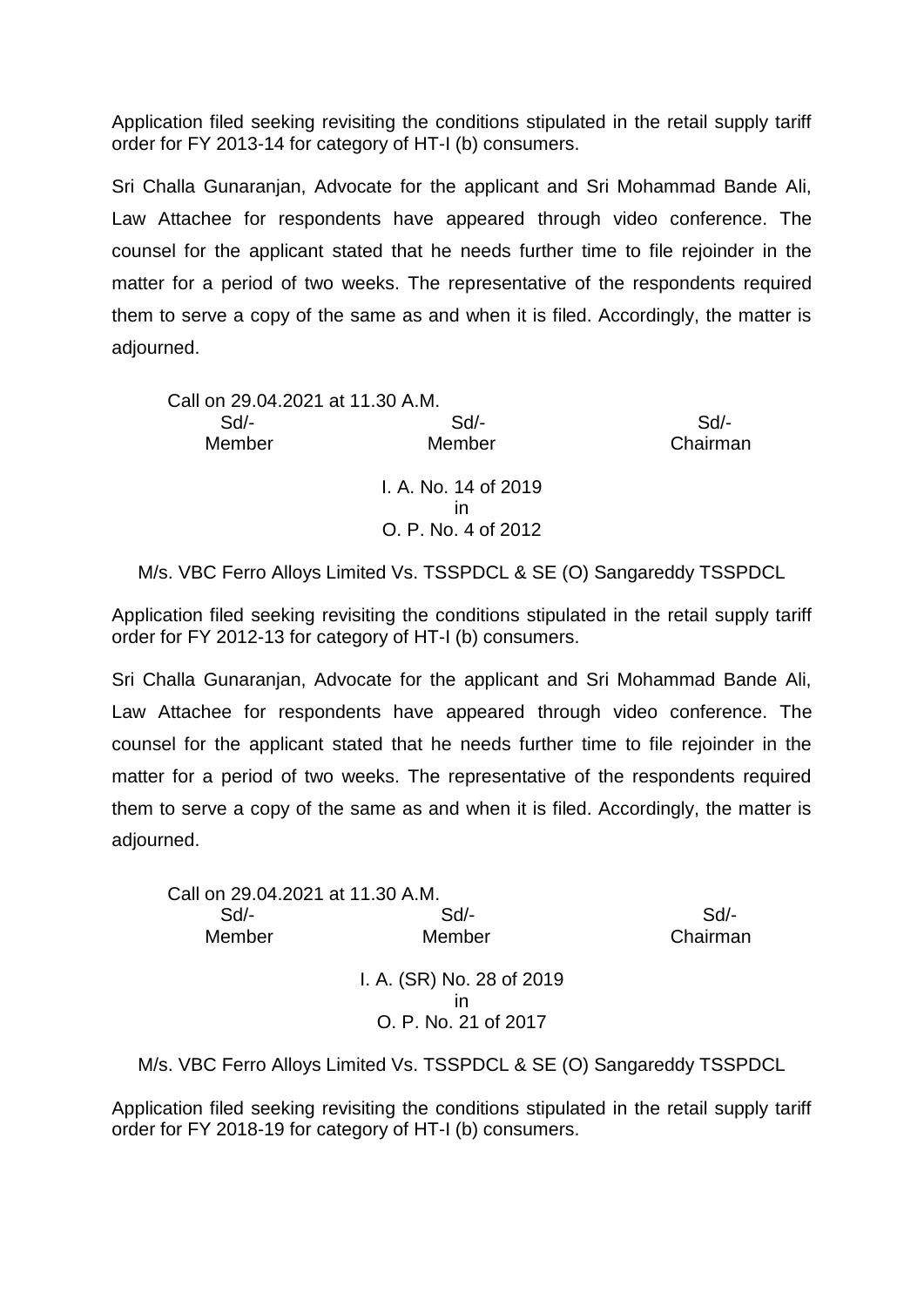Application filed seeking revisiting the conditions stipulated in the retail supply tariff order for FY 2013-14 for category of HT-I (b) consumers.

Sri Challa Gunaranjan, Advocate for the applicant and Sri Mohammad Bande Ali, Law Attachee for respondents have appeared through video conference. The counsel for the applicant stated that he needs further time to file rejoinder in the matter for a period of two weeks. The representative of the respondents required them to serve a copy of the same as and when it is filed. Accordingly, the matter is adjourned.

Call on 29.04.2021 at 11.30 A.M.

| Sd/- | Sd/- | Sd/- |
|---|---|---|
| Member | Member | Chairman |

I. A. No. 14 of 2019
in
O. P. No. 4 of 2012

M/s. VBC Ferro Alloys Limited Vs. TSSPDCL & SE (O) Sangareddy TSSPDCL

Application filed seeking revisiting the conditions stipulated in the retail supply tariff order for FY 2012-13 for category of HT-I (b) consumers.

Sri Challa Gunaranjan, Advocate for the applicant and Sri Mohammad Bande Ali, Law Attachee for respondents have appeared through video conference. The counsel for the applicant stated that he needs further time to file rejoinder in the matter for a period of two weeks. The representative of the respondents required them to serve a copy of the same as and when it is filed. Accordingly, the matter is adjourned.

Call on 29.04.2021 at 11.30 A.M.

| Sd/- | Sd/- | Sd/- |
|---|---|---|
| Member | Member | Chairman |

I. A. (SR) No. 28 of 2019
in
O. P. No. 21 of 2017

M/s. VBC Ferro Alloys Limited Vs. TSSPDCL & SE (O) Sangareddy TSSPDCL

Application filed seeking revisiting the conditions stipulated in the retail supply tariff order for FY 2018-19 for category of HT-I (b) consumers.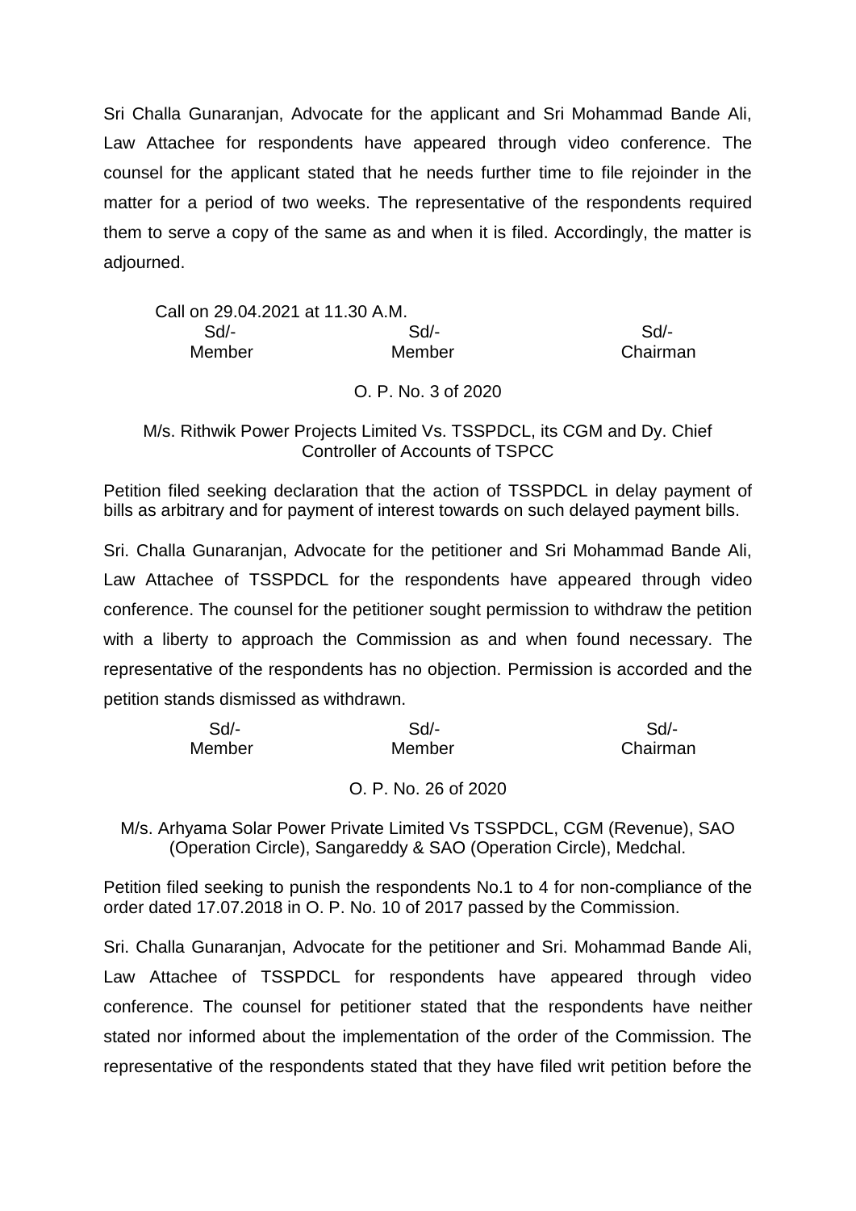Sri Challa Gunaranjan, Advocate for the applicant and Sri Mohammad Bande Ali, Law Attachee for respondents have appeared through video conference. The counsel for the applicant stated that he needs further time to file rejoinder in the matter for a period of two weeks. The representative of the respondents required them to serve a copy of the same as and when it is filed. Accordingly, the matter is adjourned.

Call on 29.04.2021 at 11.30 A.M.

| Sd/- | Sd/- | Sd/- |
|---|---|---|
| Member | Member | Chairman |

O. P. No. 3 of 2020

M/s. Rithwik Power Projects Limited Vs. TSSPDCL, its CGM and Dy. Chief Controller of Accounts of TSPCC

Petition filed seeking declaration that the action of TSSPDCL in delay payment of bills as arbitrary and for payment of interest towards on such delayed payment bills.

Sri. Challa Gunaranjan, Advocate for the petitioner and Sri Mohammad Bande Ali, Law Attachee of TSSPDCL for the respondents have appeared through video conference. The counsel for the petitioner sought permission to withdraw the petition with a liberty to approach the Commission as and when found necessary. The representative of the respondents has no objection. Permission is accorded and the petition stands dismissed as withdrawn.

| Sd/- | Sd/- | Sd/- |
|---|---|---|
| Member | Member | Chairman |

O. P. No. 26 of 2020

M/s. Arhyama Solar Power Private Limited Vs TSSPDCL, CGM (Revenue), SAO (Operation Circle), Sangareddy & SAO (Operation Circle), Medchal.

Petition filed seeking to punish the respondents No.1 to 4 for non-compliance of the order dated 17.07.2018 in O. P. No. 10 of 2017 passed by the Commission.

Sri. Challa Gunaranjan, Advocate for the petitioner and Sri. Mohammad Bande Ali, Law Attachee of TSSPDCL for respondents have appeared through video conference. The counsel for petitioner stated that the respondents have neither stated nor informed about the implementation of the order of the Commission. The representative of the respondents stated that they have filed writ petition before the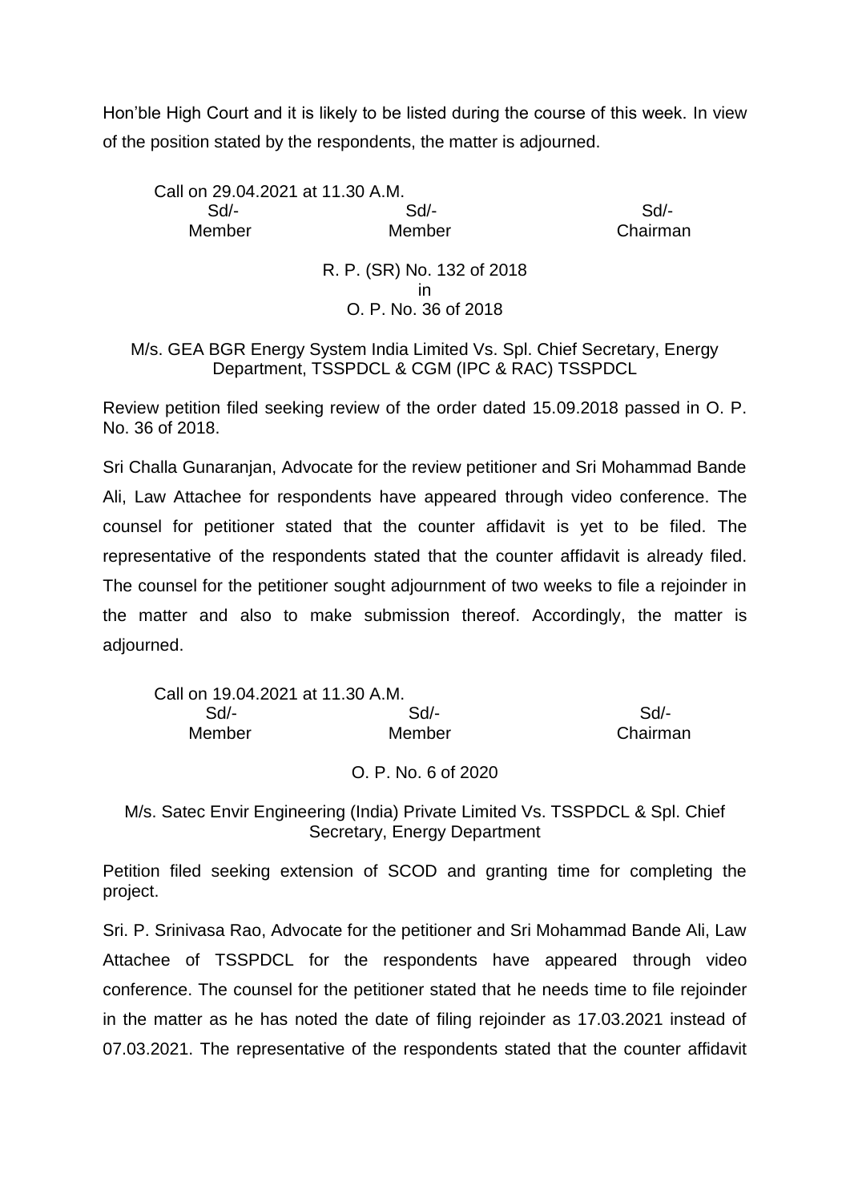Hon'ble High Court and it is likely to be listed during the course of this week. In view of the position stated by the respondents, the matter is adjourned.

Call on 29.04.2021 at 11.30 A.M.

| Sd/- | Sd/- | Sd/- |
|---|---|---|
| Member | Member | Chairman |

R. P. (SR) No. 132 of 2018
in
O. P. No. 36 of 2018

M/s. GEA BGR Energy System India Limited Vs. Spl. Chief Secretary, Energy Department, TSSPDCL & CGM (IPC & RAC) TSSPDCL

Review petition filed seeking review of the order dated 15.09.2018 passed in O. P. No. 36 of 2018.

Sri Challa Gunaranjan, Advocate for the review petitioner and Sri Mohammad Bande Ali, Law Attachee for respondents have appeared through video conference. The counsel for petitioner stated that the counter affidavit is yet to be filed. The representative of the respondents stated that the counter affidavit is already filed. The counsel for the petitioner sought adjournment of two weeks to file a rejoinder in the matter and also to make submission thereof. Accordingly, the matter is adjourned.

Call on 19.04.2021 at 11.30 A.M.

| Sd/- | Sd/- | Sd/- |
|---|---|---|
| Member | Member | Chairman |

O. P. No. 6 of 2020

M/s. Satec Envir Engineering (India) Private Limited Vs. TSSPDCL & Spl. Chief Secretary, Energy Department

Petition filed seeking extension of SCOD and granting time for completing the project.

Sri. P. Srinivasa Rao, Advocate for the petitioner and Sri Mohammad Bande Ali, Law Attachee of TSSPDCL for the respondents have appeared through video conference. The counsel for the petitioner stated that he needs time to file rejoinder in the matter as he has noted the date of filing rejoinder as 17.03.2021 instead of 07.03.2021. The representative of the respondents stated that the counter affidavit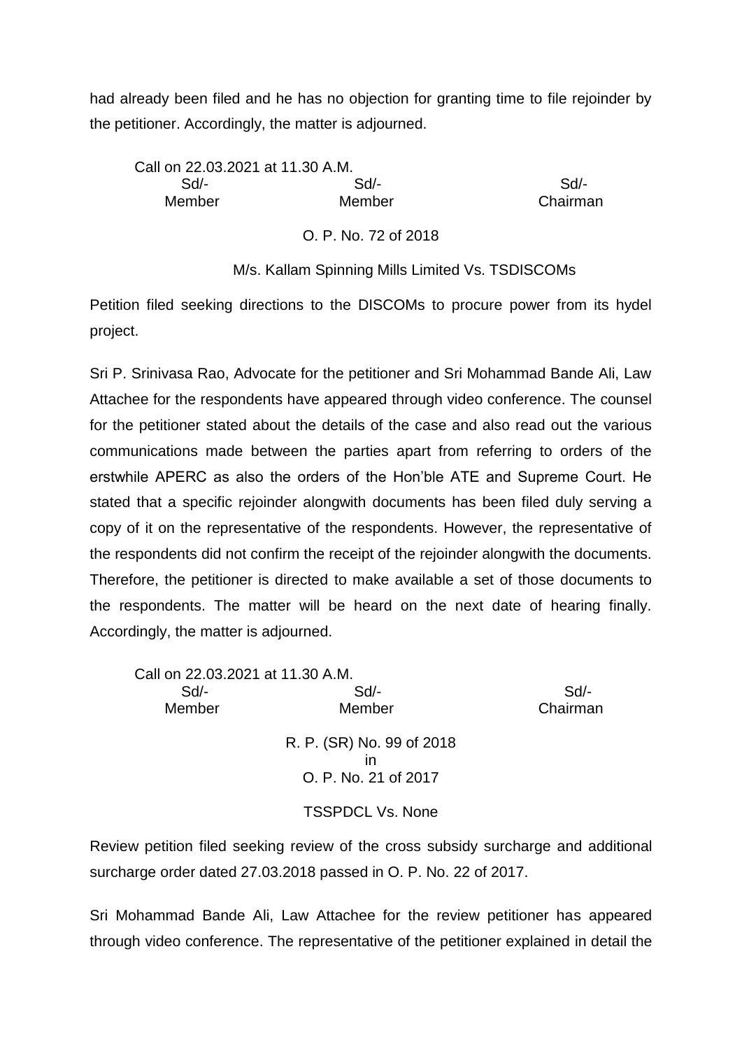had already been filed and he has no objection for granting time to file rejoinder by the petitioner. Accordingly, the matter is adjourned.

Call on 22.03.2021 at 11.30 A.M.

| Sd/- | Sd/- | Sd/- |
|---|---|---|
| Member | Member | Chairman |

O. P. No. 72 of 2018

M/s. Kallam Spinning Mills Limited Vs. TSDISCOMs

Petition filed seeking directions to the DISCOMs to procure power from its hydel project.

Sri P. Srinivasa Rao, Advocate for the petitioner and Sri Mohammad Bande Ali, Law Attachee for the respondents have appeared through video conference. The counsel for the petitioner stated about the details of the case and also read out the various communications made between the parties apart from referring to orders of the erstwhile APERC as also the orders of the Hon'ble ATE and Supreme Court. He stated that a specific rejoinder alongwith documents has been filed duly serving a copy of it on the representative of the respondents. However, the representative of the respondents did not confirm the receipt of the rejoinder alongwith the documents. Therefore, the petitioner is directed to make available a set of those documents to the respondents. The matter will be heard on the next date of hearing finally. Accordingly, the matter is adjourned.

Call on 22.03.2021 at 11.30 A.M.

| Sd/- | Sd/- | Sd/- |
|---|---|---|
| Member | Member | Chairman |

R. P. (SR) No. 99 of 2018
in
O. P. No. 21 of 2017

TSSPDCL Vs. None

Review petition filed seeking review of the cross subsidy surcharge and additional surcharge order dated 27.03.2018 passed in O. P. No. 22 of 2017.

Sri Mohammad Bande Ali, Law Attachee for the review petitioner has appeared through video conference. The representative of the petitioner explained in detail the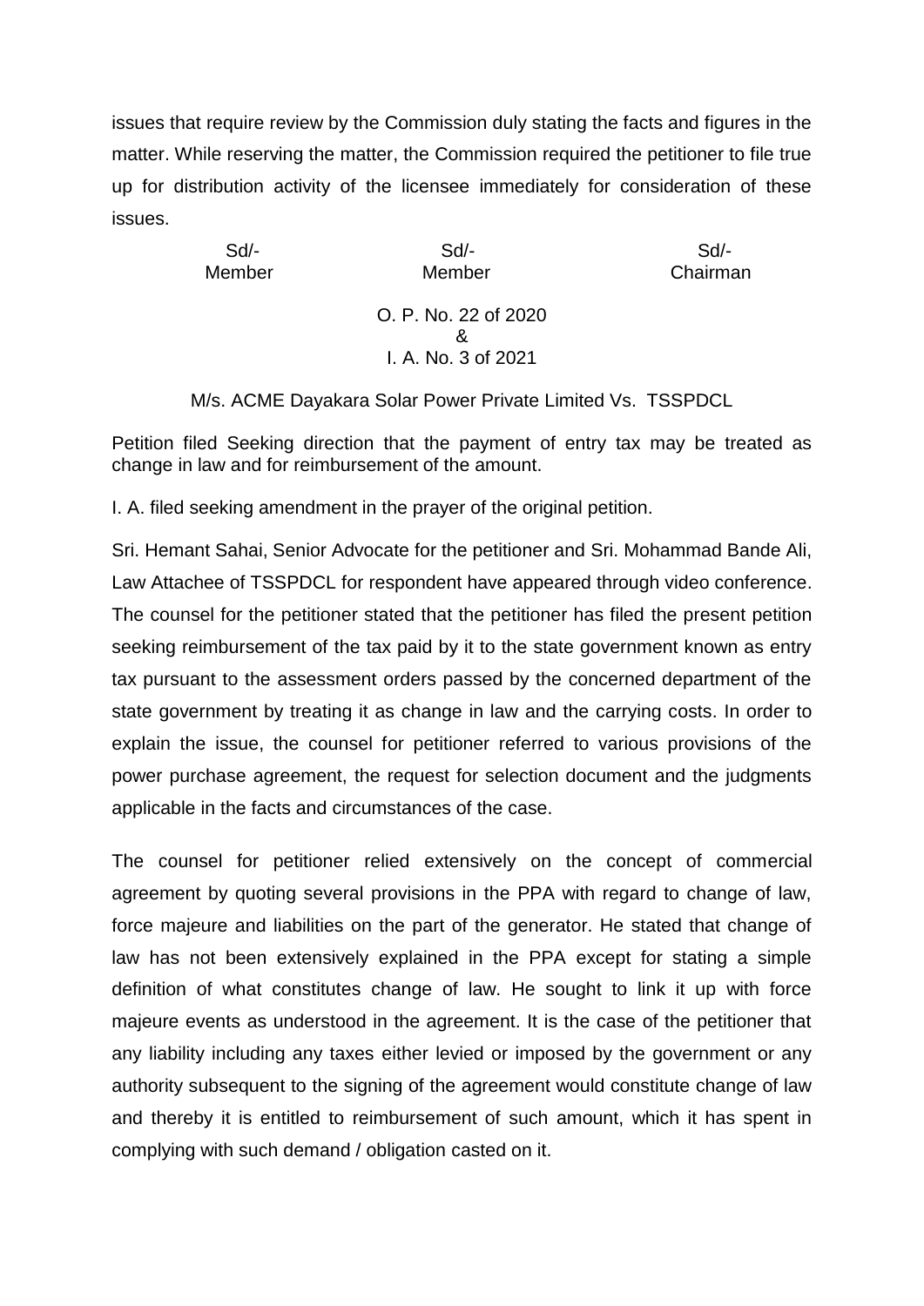issues that require review by the Commission duly stating the facts and figures in the matter. While reserving the matter, the Commission required the petitioner to file true up for distribution activity of the licensee immediately for consideration of these issues.

| Sd/- | Sd/- | Sd/- |
|---|---|---|
| Member | Member | Chairman |

O. P. No. 22 of 2020
&
I. A. No. 3 of 2021

M/s. ACME Dayakara Solar Power Private Limited Vs. TSSPDCL

Petition filed Seeking direction that the payment of entry tax may be treated as change in law and for reimbursement of the amount.

I. A. filed seeking amendment in the prayer of the original petition.

Sri. Hemant Sahai, Senior Advocate for the petitioner and Sri. Mohammad Bande Ali, Law Attachee of TSSPDCL for respondent have appeared through video conference. The counsel for the petitioner stated that the petitioner has filed the present petition seeking reimbursement of the tax paid by it to the state government known as entry tax pursuant to the assessment orders passed by the concerned department of the state government by treating it as change in law and the carrying costs. In order to explain the issue, the counsel for petitioner referred to various provisions of the power purchase agreement, the request for selection document and the judgments applicable in the facts and circumstances of the case.

The counsel for petitioner relied extensively on the concept of commercial agreement by quoting several provisions in the PPA with regard to change of law, force majeure and liabilities on the part of the generator. He stated that change of law has not been extensively explained in the PPA except for stating a simple definition of what constitutes change of law. He sought to link it up with force majeure events as understood in the agreement. It is the case of the petitioner that any liability including any taxes either levied or imposed by the government or any authority subsequent to the signing of the agreement would constitute change of law and thereby it is entitled to reimbursement of such amount, which it has spent in complying with such demand / obligation casted on it.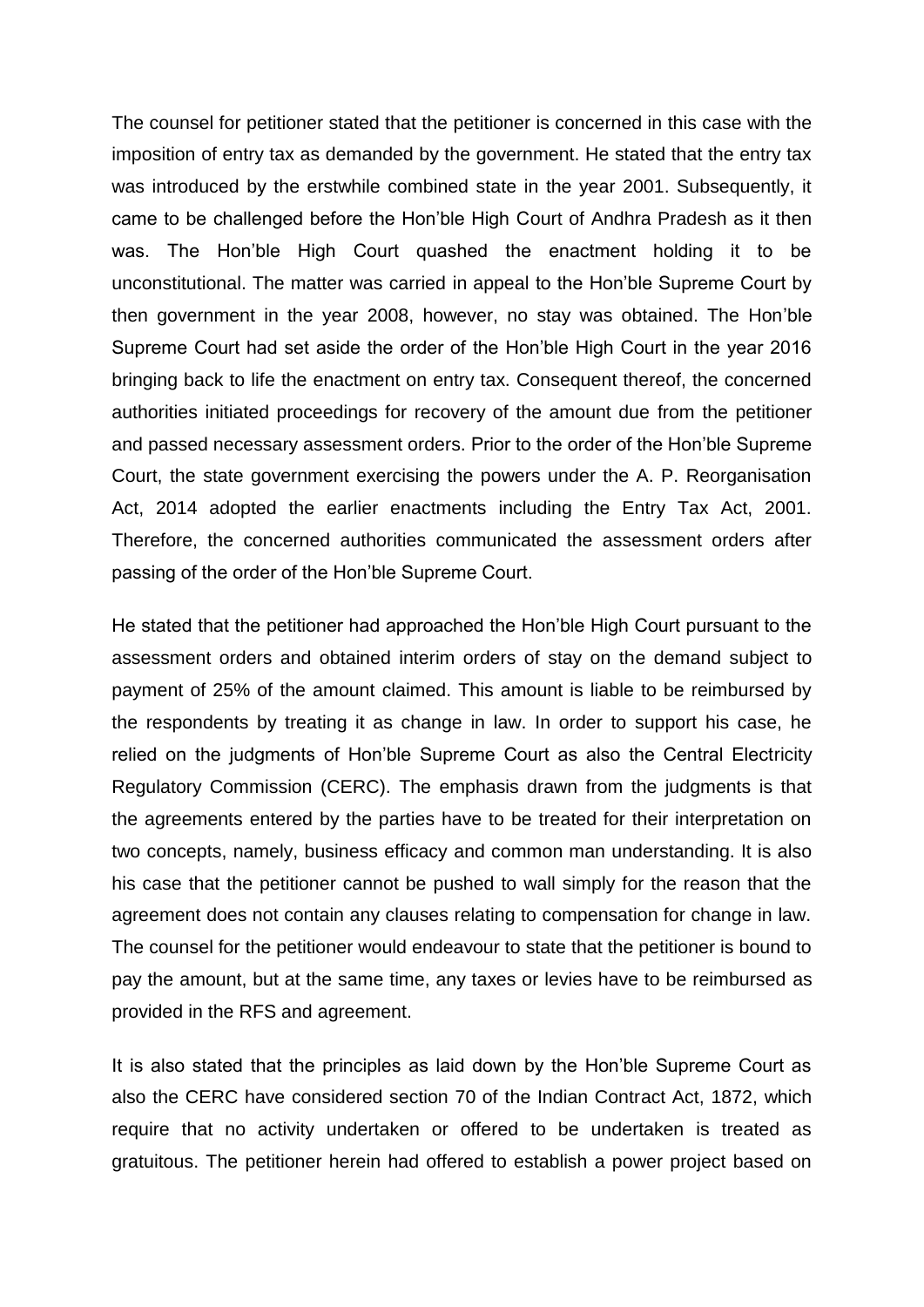The counsel for petitioner stated that the petitioner is concerned in this case with the imposition of entry tax as demanded by the government. He stated that the entry tax was introduced by the erstwhile combined state in the year 2001. Subsequently, it came to be challenged before the Hon'ble High Court of Andhra Pradesh as it then was. The Hon'ble High Court quashed the enactment holding it to be unconstitutional. The matter was carried in appeal to the Hon'ble Supreme Court by then government in the year 2008, however, no stay was obtained. The Hon'ble Supreme Court had set aside the order of the Hon'ble High Court in the year 2016 bringing back to life the enactment on entry tax. Consequent thereof, the concerned authorities initiated proceedings for recovery of the amount due from the petitioner and passed necessary assessment orders. Prior to the order of the Hon'ble Supreme Court, the state government exercising the powers under the A. P. Reorganisation Act, 2014 adopted the earlier enactments including the Entry Tax Act, 2001. Therefore, the concerned authorities communicated the assessment orders after passing of the order of the Hon'ble Supreme Court.

He stated that the petitioner had approached the Hon'ble High Court pursuant to the assessment orders and obtained interim orders of stay on the demand subject to payment of 25% of the amount claimed. This amount is liable to be reimbursed by the respondents by treating it as change in law. In order to support his case, he relied on the judgments of Hon'ble Supreme Court as also the Central Electricity Regulatory Commission (CERC). The emphasis drawn from the judgments is that the agreements entered by the parties have to be treated for their interpretation on two concepts, namely, business efficacy and common man understanding. It is also his case that the petitioner cannot be pushed to wall simply for the reason that the agreement does not contain any clauses relating to compensation for change in law. The counsel for the petitioner would endeavour to state that the petitioner is bound to pay the amount, but at the same time, any taxes or levies have to be reimbursed as provided in the RFS and agreement.

It is also stated that the principles as laid down by the Hon'ble Supreme Court as also the CERC have considered section 70 of the Indian Contract Act, 1872, which require that no activity undertaken or offered to be undertaken is treated as gratuitous. The petitioner herein had offered to establish a power project based on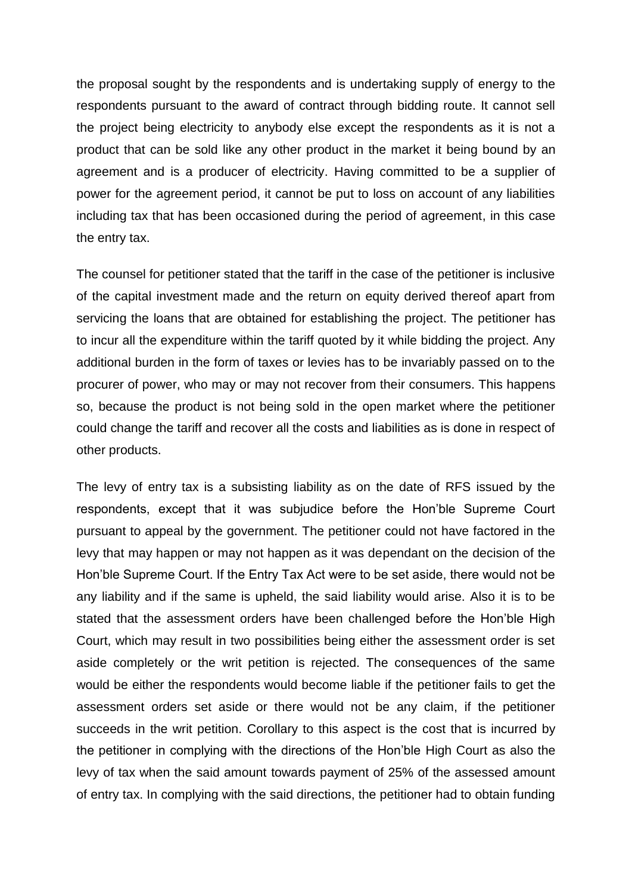the proposal sought by the respondents and is undertaking supply of energy to the respondents pursuant to the award of contract through bidding route. It cannot sell the project being electricity to anybody else except the respondents as it is not a product that can be sold like any other product in the market it being bound by an agreement and is a producer of electricity. Having committed to be a supplier of power for the agreement period, it cannot be put to loss on account of any liabilities including tax that has been occasioned during the period of agreement, in this case the entry tax.

The counsel for petitioner stated that the tariff in the case of the petitioner is inclusive of the capital investment made and the return on equity derived thereof apart from servicing the loans that are obtained for establishing the project. The petitioner has to incur all the expenditure within the tariff quoted by it while bidding the project. Any additional burden in the form of taxes or levies has to be invariably passed on to the procurer of power, who may or may not recover from their consumers. This happens so, because the product is not being sold in the open market where the petitioner could change the tariff and recover all the costs and liabilities as is done in respect of other products.

The levy of entry tax is a subsisting liability as on the date of RFS issued by the respondents, except that it was subjudice before the Hon'ble Supreme Court pursuant to appeal by the government. The petitioner could not have factored in the levy that may happen or may not happen as it was dependant on the decision of the Hon'ble Supreme Court. If the Entry Tax Act were to be set aside, there would not be any liability and if the same is upheld, the said liability would arise. Also it is to be stated that the assessment orders have been challenged before the Hon'ble High Court, which may result in two possibilities being either the assessment order is set aside completely or the writ petition is rejected. The consequences of the same would be either the respondents would become liable if the petitioner fails to get the assessment orders set aside or there would not be any claim, if the petitioner succeeds in the writ petition. Corollary to this aspect is the cost that is incurred by the petitioner in complying with the directions of the Hon'ble High Court as also the levy of tax when the said amount towards payment of 25% of the assessed amount of entry tax. In complying with the said directions, the petitioner had to obtain funding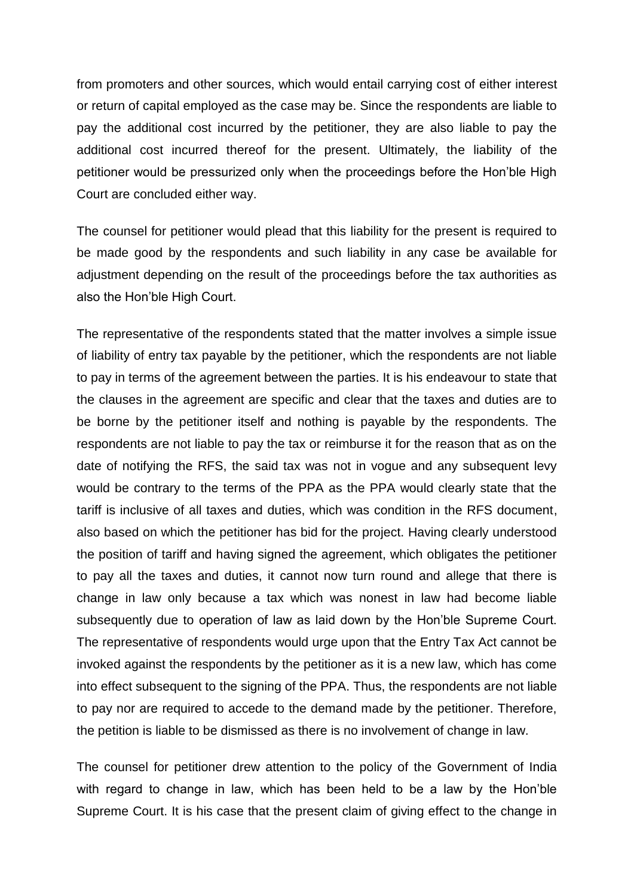from promoters and other sources, which would entail carrying cost of either interest or return of capital employed as the case may be. Since the respondents are liable to pay the additional cost incurred by the petitioner, they are also liable to pay the additional cost incurred thereof for the present. Ultimately, the liability of the petitioner would be pressurized only when the proceedings before the Hon'ble High Court are concluded either way.

The counsel for petitioner would plead that this liability for the present is required to be made good by the respondents and such liability in any case be available for adjustment depending on the result of the proceedings before the tax authorities as also the Hon'ble High Court.

The representative of the respondents stated that the matter involves a simple issue of liability of entry tax payable by the petitioner, which the respondents are not liable to pay in terms of the agreement between the parties. It is his endeavour to state that the clauses in the agreement are specific and clear that the taxes and duties are to be borne by the petitioner itself and nothing is payable by the respondents. The respondents are not liable to pay the tax or reimburse it for the reason that as on the date of notifying the RFS, the said tax was not in vogue and any subsequent levy would be contrary to the terms of the PPA as the PPA would clearly state that the tariff is inclusive of all taxes and duties, which was condition in the RFS document, also based on which the petitioner has bid for the project. Having clearly understood the position of tariff and having signed the agreement, which obligates the petitioner to pay all the taxes and duties, it cannot now turn round and allege that there is change in law only because a tax which was nonest in law had become liable subsequently due to operation of law as laid down by the Hon'ble Supreme Court. The representative of respondents would urge upon that the Entry Tax Act cannot be invoked against the respondents by the petitioner as it is a new law, which has come into effect subsequent to the signing of the PPA. Thus, the respondents are not liable to pay nor are required to accede to the demand made by the petitioner. Therefore, the petition is liable to be dismissed as there is no involvement of change in law.

The counsel for petitioner drew attention to the policy of the Government of India with regard to change in law, which has been held to be a law by the Hon'ble Supreme Court. It is his case that the present claim of giving effect to the change in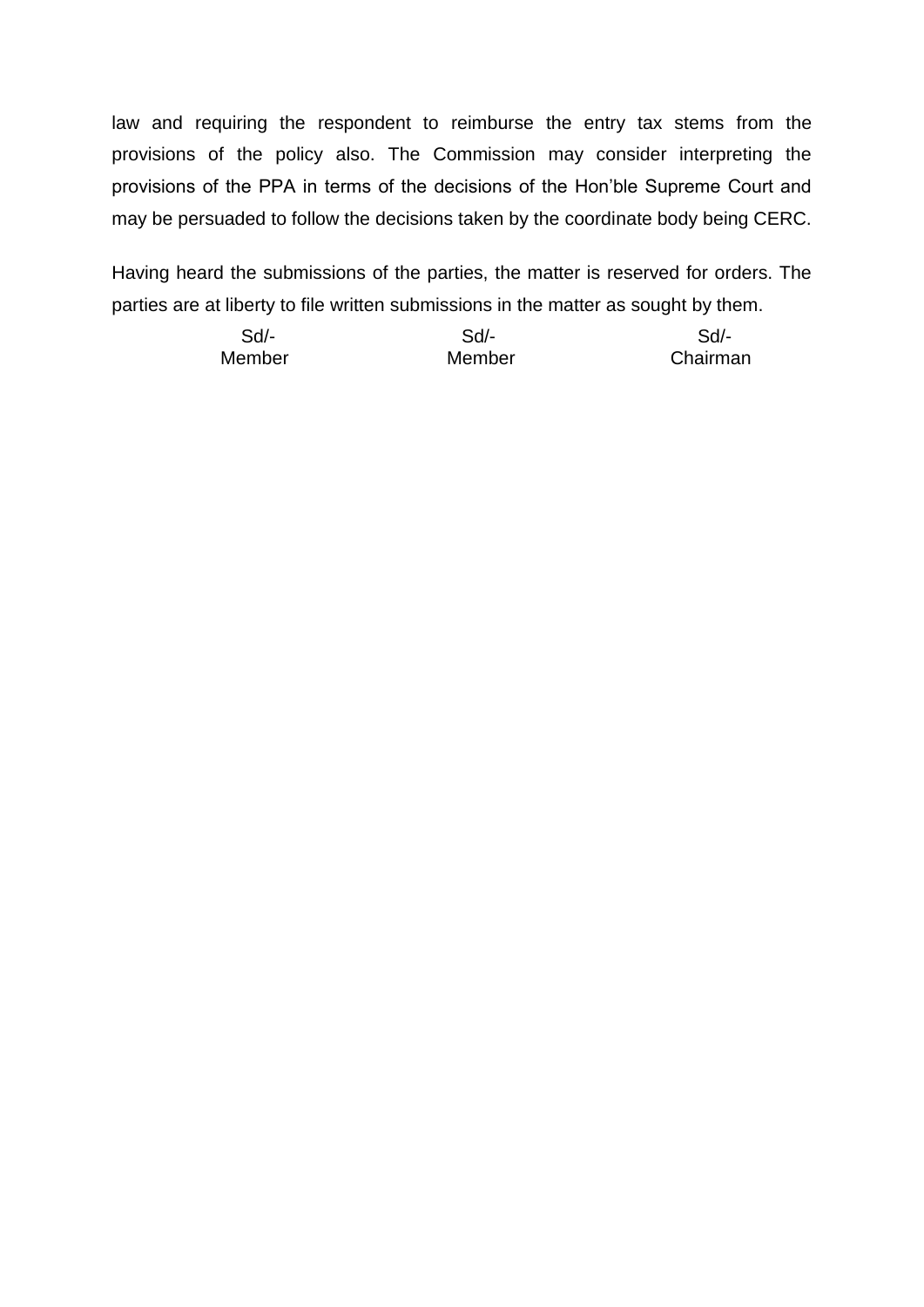law and requiring the respondent to reimburse the entry tax stems from the provisions of the policy also. The Commission may consider interpreting the provisions of the PPA in terms of the decisions of the Hon'ble Supreme Court and may be persuaded to follow the decisions taken by the coordinate body being CERC.

Having heard the submissions of the parties, the matter is reserved for orders. The parties are at liberty to file written submissions in the matter as sought by them.

| | | |
|---|---|---|
| Sd/- | Sd/- | Sd/- |
| Member | Member | Chairman |